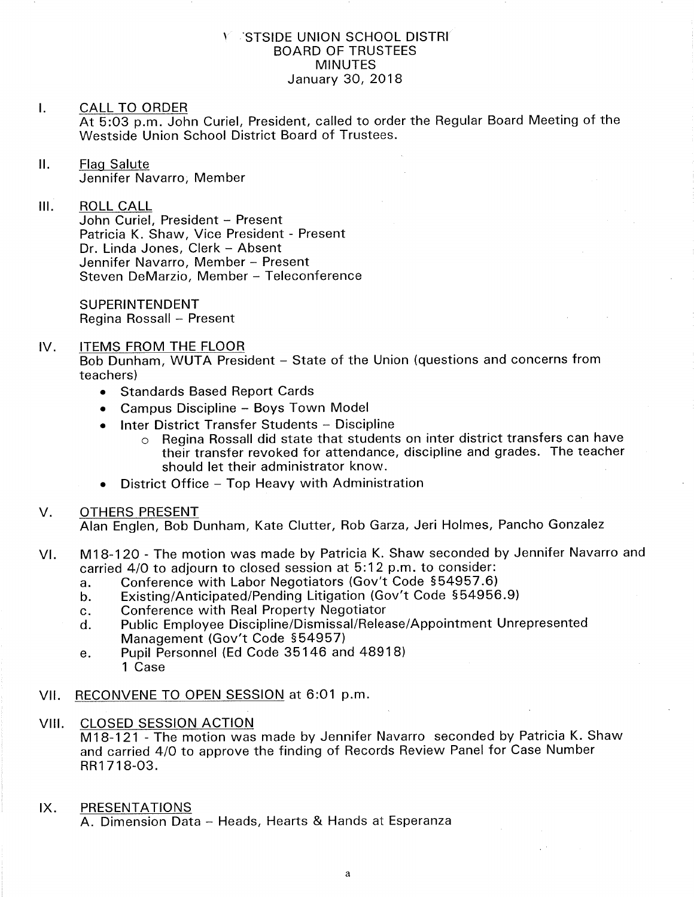# WESTSIDE UNION SCHOOL DISTRICT
## BOARD OF TRUSTEES
## MINUTES
### January 30, 2018

I. CALL TO ORDER

At 5:03 p.m. John Curiel, President, called to order the Regular Board Meeting of the Westside Union School District Board of Trustees.

II. Flag Salute

Jennifer Navarro, Member

III. ROLL CALL

John Curiel, President – Present
Patricia K. Shaw, Vice President - Present
Dr. Linda Jones, Clerk – Absent
Jennifer Navarro, Member – Present
Steven DeMarzio, Member – Teleconference

SUPERINTENDENT
Regina Rossall – Present

IV. ITEMS FROM THE FLOOR

Bob Dunham, WUTA President – State of the Union (questions and concerns from teachers)

- Standards Based Report Cards
- Campus Discipline – Boys Town Model
- Inter District Transfer Students – Discipline
  - Regina Rossall did state that students on inter district transfers can have their transfer revoked for attendance, discipline and grades. The teacher should let their administrator know.
- District Office – Top Heavy with Administration

V. OTHERS PRESENT

Alan Englen, Bob Dunham, Kate Clutter, Rob Garza, Jeri Holmes, Pancho Gonzalez

VI. M18-120 - The motion was made by Patricia K. Shaw seconded by Jennifer Navarro and carried 4/0 to adjourn to closed session at 5:12 p.m. to consider:

a. Conference with Labor Negotiators (Gov't Code §54957.6)
b. Existing/Anticipated/Pending Litigation (Gov't Code §54956.9)
c. Conference with Real Property Negotiator
d. Public Employee Discipline/Dismissal/Release/Appointment Unrepresented Management (Gov't Code §54957)
e. Pupil Personnel (Ed Code 35146 and 48918)
   1 Case

VII. RECONVENE TO OPEN SESSION at 6:01 p.m.

VIII. CLOSED SESSION ACTION

M18-121 - The motion was made by Jennifer Navarro seconded by Patricia K. Shaw and carried 4/0 to approve the finding of Records Review Panel for Case Number RR1718-03.

IX. PRESENTATIONS

A. Dimension Data – Heads, Hearts & Hands at Esperanza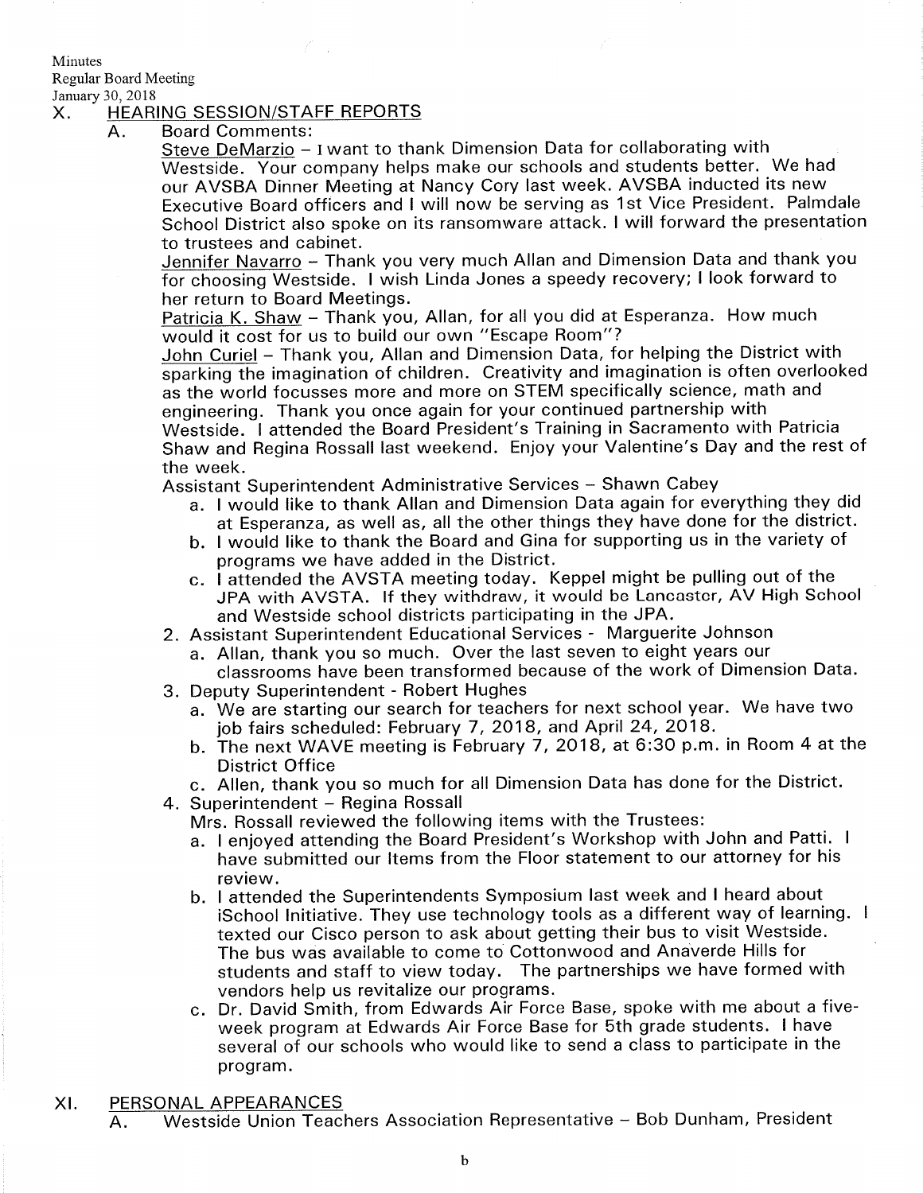## X. HEARING SESSION/STAFF REPORTS

### A. Board Comments:

Steve DeMarzio – I want to thank Dimension Data for collaborating with Westside. Your company helps make our schools and students better. We had our AVSBA Dinner Meeting at Nancy Cory last week. AVSBA inducted its new Executive Board officers and I will now be serving as 1st Vice President. Palmdale School District also spoke on its ransomware attack. I will forward the presentation to trustees and cabinet.

Jennifer Navarro – Thank you very much Allan and Dimension Data and thank you for choosing Westside. I wish Linda Jones a speedy recovery; I look forward to her return to Board Meetings.

Patricia K. Shaw – Thank you, Allan, for all you did at Esperanza. How much would it cost for us to build our own "Escape Room"?

John Curiel – Thank you, Allan and Dimension Data, for helping the District with sparking the imagination of children. Creativity and imagination is often overlooked as the world focusses more and more on STEM specifically science, math and engineering. Thank you once again for your continued partnership with Westside. I attended the Board President's Training in Sacramento with Patricia Shaw and Regina Rossall last weekend. Enjoy your Valentine's Day and the rest of the week.

Assistant Superintendent Administrative Services – Shawn Cabey

a. I would like to thank Allan and Dimension Data again for everything they did at Esperanza, as well as, all the other things they have done for the district.
b. I would like to thank the Board and Gina for supporting us in the variety of programs we have added in the District.
c. I attended the AVSTA meeting today. Keppel might be pulling out of the JPA with AVSTA. If they withdraw, it would be Lancaster, AV High School and Westside school districts participating in the JPA.

2. Assistant Superintendent Educational Services - Marguerite Johnson
   a. Allan, thank you so much. Over the last seven to eight years our classrooms have been transformed because of the work of Dimension Data.
3. Deputy Superintendent - Robert Hughes
   a. We are starting our search for teachers for next school year. We have two job fairs scheduled: February 7, 2018, and April 24, 2018.
   b. The next WAVE meeting is February 7, 2018, at 6:30 p.m. in Room 4 at the District Office
   c. Allen, thank you so much for all Dimension Data has done for the District.
4. Superintendent – Regina Rossall

   Mrs. Rossall reviewed the following items with the Trustees:
   a. I enjoyed attending the Board President's Workshop with John and Patti. I have submitted our Items from the Floor statement to our attorney for his review.
   b. I attended the Superintendents Symposium last week and I heard about iSchool Initiative. They use technology tools as a different way of learning. I texted our Cisco person to ask about getting their bus to visit Westside. The bus was available to come to Cottonwood and Anaverde Hills for students and staff to view today. The partnerships we have formed with vendors help us revitalize our programs.
   c. Dr. David Smith, from Edwards Air Force Base, spoke with me about a five-week program at Edwards Air Force Base for 5th grade students. I have several of our schools who would like to send a class to participate in the program.

## XI. PERSONAL APPEARANCES

A. Westside Union Teachers Association Representative – Bob Dunham, President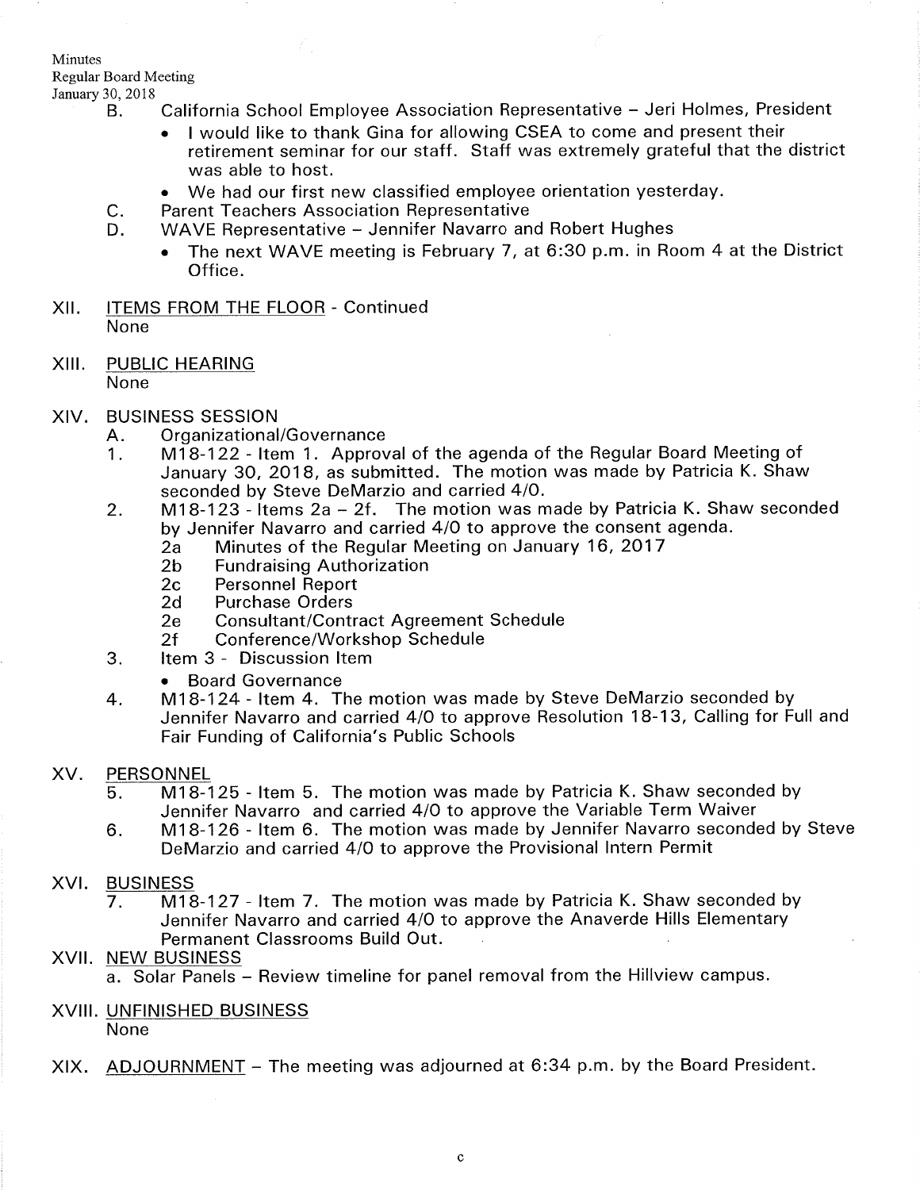B. California School Employee Association Representative – Jeri Holmes, President
   - I would like to thank Gina for allowing CSEA to come and present their retirement seminar for our staff. Staff was extremely grateful that the district was able to host.
   - We had our first new classified employee orientation yesterday.

C. Parent Teachers Association Representative

D. WAVE Representative – Jennifer Navarro and Robert Hughes
   - The next WAVE meeting is February 7, at 6:30 p.m. in Room 4 at the District Office.

XII. ITEMS FROM THE FLOOR - Continued
None

XIII. PUBLIC HEARING
None

XIV. BUSINESS SESSION

A. Organizational/Governance

1. M18-122 - Item 1. Approval of the agenda of the Regular Board Meeting of January 30, 2018, as submitted. The motion was made by Patricia K. Shaw seconded by Steve DeMarzio and carried 4/0.
2. M18-123 - Items 2a – 2f. The motion was made by Patricia K. Shaw seconded by Jennifer Navarro and carried 4/0 to approve the consent agenda.
   - 2a Minutes of the Regular Meeting on January 16, 2017
   - 2b Fundraising Authorization
   - 2c Personnel Report
   - 2d Purchase Orders
   - 2e Consultant/Contract Agreement Schedule
   - 2f Conference/Workshop Schedule
3. Item 3 - Discussion Item
   - Board Governance
4. M18-124 - Item 4. The motion was made by Steve DeMarzio seconded by Jennifer Navarro and carried 4/0 to approve Resolution 18-13, Calling for Full and Fair Funding of California's Public Schools

XV. PERSONNEL

5. M18-125 - Item 5. The motion was made by Patricia K. Shaw seconded by Jennifer Navarro and carried 4/0 to approve the Variable Term Waiver
6. M18-126 - Item 6. The motion was made by Jennifer Navarro seconded by Steve DeMarzio and carried 4/0 to approve the Provisional Intern Permit

XVI. BUSINESS

7. M18-127 - Item 7. The motion was made by Patricia K. Shaw seconded by Jennifer Navarro and carried 4/0 to approve the Anaverde Hills Elementary Permanent Classrooms Build Out.

XVII. NEW BUSINESS
a. Solar Panels – Review timeline for panel removal from the Hillview campus.

XVIII. UNFINISHED BUSINESS
None

XIX. ADJOURNMENT – The meeting was adjourned at 6:34 p.m. by the Board President.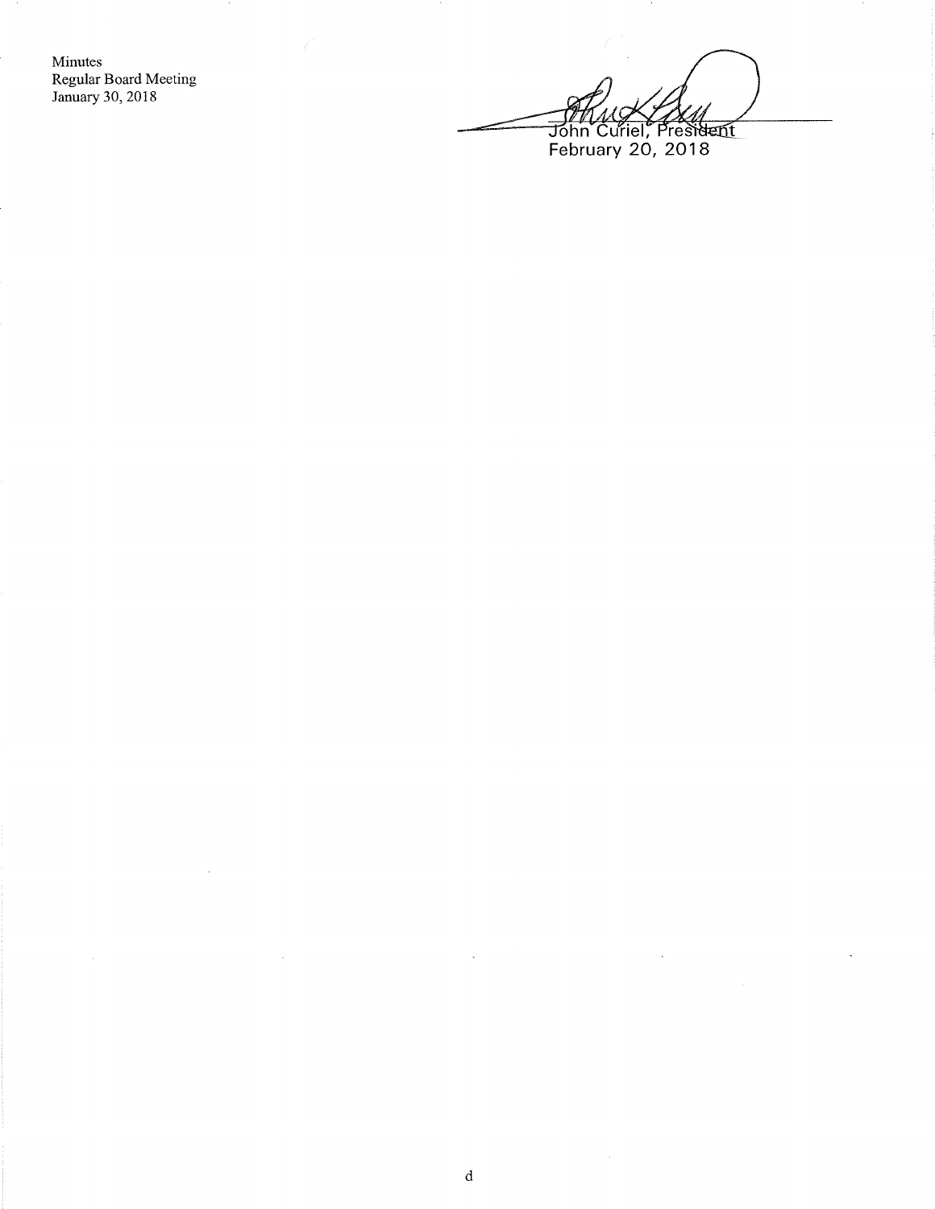John Curiel, President
February 20, 2018